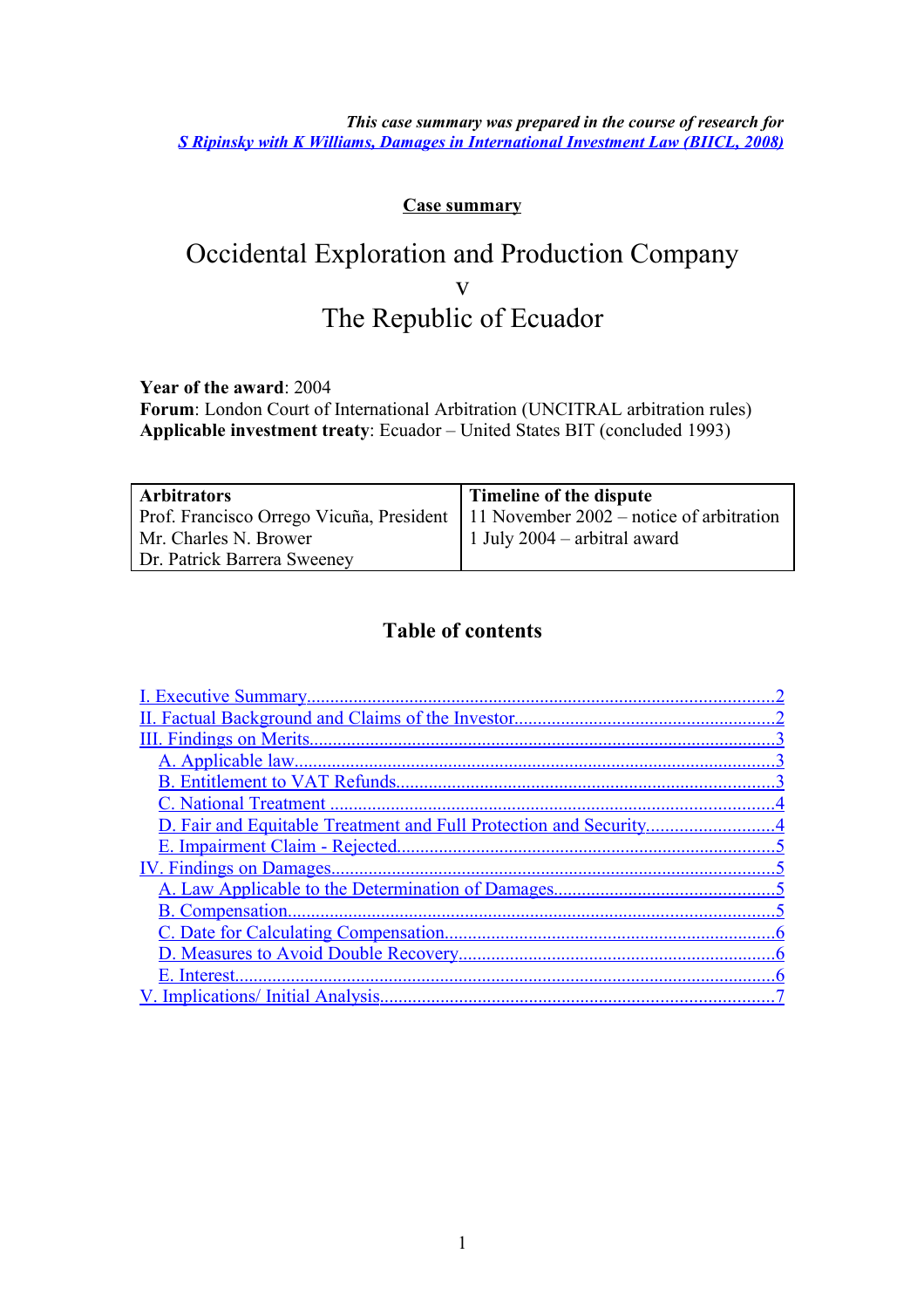*This case summary was prepared in the course of research for [S Ripinsky with K Williams, Damages in International Investment Law (BIICL, 2008)]*

**Case summary**

# Occidental Exploration and Production Company v The Republic of Ecuador

**Year of the award**: 2004
**Forum**: London Court of International Arbitration (UNCITRAL arbitration rules)
**Applicable investment treaty**: Ecuador – United States BIT (concluded 1993)

| **Arbitrators** | **Timeline of the dispute** |
|---|---|
| Prof. Francisco Orrego Vicuña, President<br>Mr. Charles N. Brower<br>Dr. Patrick Barrera Sweeney | 11 November 2002 – notice of arbitration<br>1 July 2004 – arbitral award |

## Table of contents

I. Executive Summary....2
II. Factual Background and Claims of the Investor....2
III. Findings on Merits....3
- A. Applicable law....3
- B. Entitlement to VAT Refunds....3
- C. National Treatment....4
- D. Fair and Equitable Treatment and Full Protection and Security....4
- E. Impairment Claim - Rejected....5

IV. Findings on Damages....5
- A. Law Applicable to the Determination of Damages....5
- B. Compensation....5
- C. Date for Calculating Compensation....6
- D. Measures to Avoid Double Recovery....6
- E. Interest....6

V. Implications/ Initial Analysis....7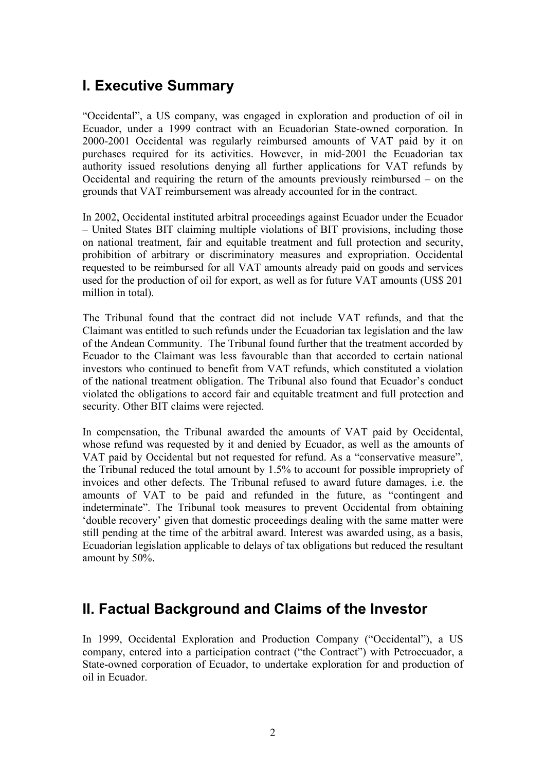## I. Executive Summary

"Occidental", a US company, was engaged in exploration and production of oil in Ecuador, under a 1999 contract with an Ecuadorian State-owned corporation. In 2000-2001 Occidental was regularly reimbursed amounts of VAT paid by it on purchases required for its activities. However, in mid-2001 the Ecuadorian tax authority issued resolutions denying all further applications for VAT refunds by Occidental and requiring the return of the amounts previously reimbursed – on the grounds that VAT reimbursement was already accounted for in the contract.

In 2002, Occidental instituted arbitral proceedings against Ecuador under the Ecuador – United States BIT claiming multiple violations of BIT provisions, including those on national treatment, fair and equitable treatment and full protection and security, prohibition of arbitrary or discriminatory measures and expropriation. Occidental requested to be reimbursed for all VAT amounts already paid on goods and services used for the production of oil for export, as well as for future VAT amounts (US$ 201 million in total).

The Tribunal found that the contract did not include VAT refunds, and that the Claimant was entitled to such refunds under the Ecuadorian tax legislation and the law of the Andean Community. The Tribunal found further that the treatment accorded by Ecuador to the Claimant was less favourable than that accorded to certain national investors who continued to benefit from VAT refunds, which constituted a violation of the national treatment obligation. The Tribunal also found that Ecuador's conduct violated the obligations to accord fair and equitable treatment and full protection and security. Other BIT claims were rejected.

In compensation, the Tribunal awarded the amounts of VAT paid by Occidental, whose refund was requested by it and denied by Ecuador, as well as the amounts of VAT paid by Occidental but not requested for refund. As a "conservative measure", the Tribunal reduced the total amount by 1.5% to account for possible impropriety of invoices and other defects. The Tribunal refused to award future damages, i.e. the amounts of VAT to be paid and refunded in the future, as "contingent and indeterminate". The Tribunal took measures to prevent Occidental from obtaining 'double recovery' given that domestic proceedings dealing with the same matter were still pending at the time of the arbitral award. Interest was awarded using, as a basis, Ecuadorian legislation applicable to delays of tax obligations but reduced the resultant amount by 50%.

## II. Factual Background and Claims of the Investor

In 1999, Occidental Exploration and Production Company ("Occidental"), a US company, entered into a participation contract ("the Contract") with Petroecuador, a State-owned corporation of Ecuador, to undertake exploration for and production of oil in Ecuador.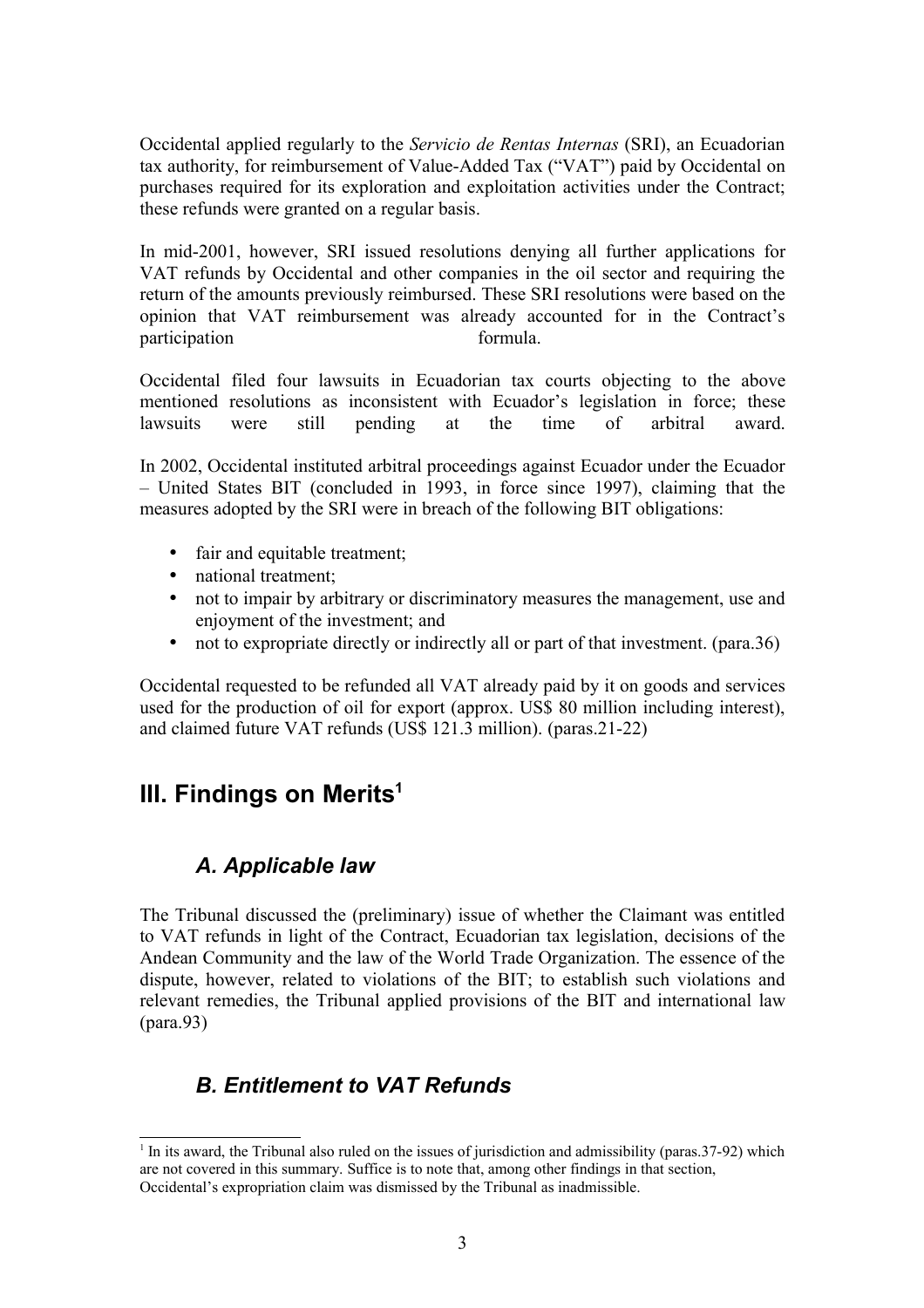Occidental applied regularly to the *Servicio de Rentas Internas* (SRI), an Ecuadorian tax authority, for reimbursement of Value-Added Tax ("VAT") paid by Occidental on purchases required for its exploration and exploitation activities under the Contract; these refunds were granted on a regular basis.

In mid-2001, however, SRI issued resolutions denying all further applications for VAT refunds by Occidental and other companies in the oil sector and requiring the return of the amounts previously reimbursed. These SRI resolutions were based on the opinion that VAT reimbursement was already accounted for in the Contract's participation formula.

Occidental filed four lawsuits in Ecuadorian tax courts objecting to the above mentioned resolutions as inconsistent with Ecuador's legislation in force; these lawsuits were still pending at the time of arbitral award.

In 2002, Occidental instituted arbitral proceedings against Ecuador under the Ecuador – United States BIT (concluded in 1993, in force since 1997), claiming that the measures adopted by the SRI were in breach of the following BIT obligations:

- fair and equitable treatment;
- national treatment;
- not to impair by arbitrary or discriminatory measures the management, use and enjoyment of the investment; and
- not to expropriate directly or indirectly all or part of that investment. (para.36)

Occidental requested to be refunded all VAT already paid by it on goods and services used for the production of oil for export (approx. US$ 80 million including interest), and claimed future VAT refunds (US$ 121.3 million). (paras.21-22)

## III. Findings on Merits[1]

### *A. Applicable law*

The Tribunal discussed the (preliminary) issue of whether the Claimant was entitled to VAT refunds in light of the Contract, Ecuadorian tax legislation, decisions of the Andean Community and the law of the World Trade Organization. The essence of the dispute, however, related to violations of the BIT; to establish such violations and relevant remedies, the Tribunal applied provisions of the BIT and international law (para.93)

### *B. Entitlement to VAT Refunds*

[1] In its award, the Tribunal also ruled on the issues of jurisdiction and admissibility (paras.37-92) which are not covered in this summary. Suffice is to note that, among other findings in that section, Occidental's expropriation claim was dismissed by the Tribunal as inadmissible.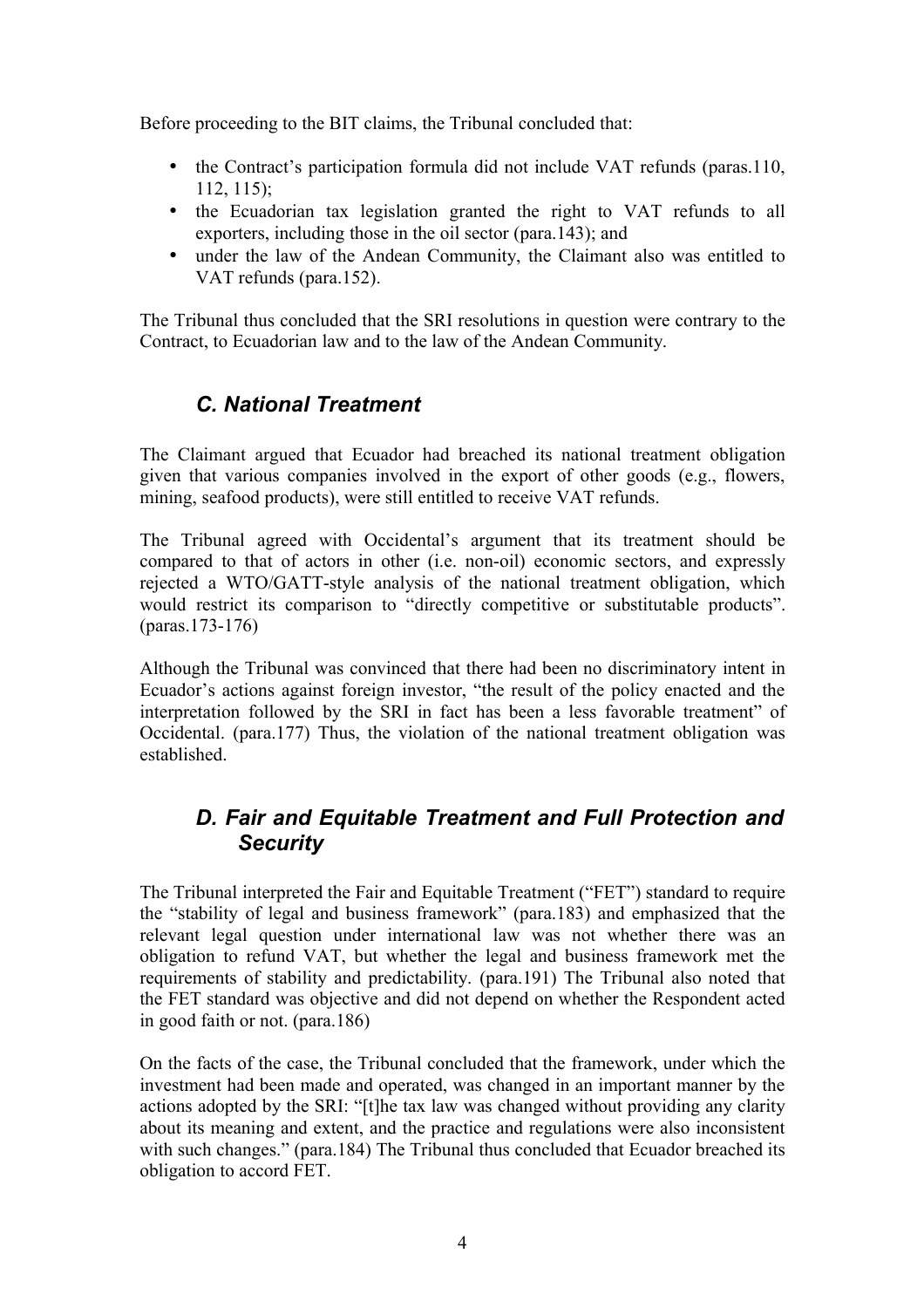Before proceeding to the BIT claims, the Tribunal concluded that:

- the Contract's participation formula did not include VAT refunds (paras.110, 112, 115);
- the Ecuadorian tax legislation granted the right to VAT refunds to all exporters, including those in the oil sector (para.143); and
- under the law of the Andean Community, the Claimant also was entitled to VAT refunds (para.152).

The Tribunal thus concluded that the SRI resolutions in question were contrary to the Contract, to Ecuadorian law and to the law of the Andean Community.

## *C. National Treatment*

The Claimant argued that Ecuador had breached its national treatment obligation given that various companies involved in the export of other goods (e.g., flowers, mining, seafood products), were still entitled to receive VAT refunds.

The Tribunal agreed with Occidental's argument that its treatment should be compared to that of actors in other (i.e. non-oil) economic sectors, and expressly rejected a WTO/GATT-style analysis of the national treatment obligation, which would restrict its comparison to "directly competitive or substitutable products". (paras.173-176)

Although the Tribunal was convinced that there had been no discriminatory intent in Ecuador's actions against foreign investor, "the result of the policy enacted and the interpretation followed by the SRI in fact has been a less favorable treatment" of Occidental. (para.177) Thus, the violation of the national treatment obligation was established.

## *D. Fair and Equitable Treatment and Full Protection and Security*

The Tribunal interpreted the Fair and Equitable Treatment ("FET") standard to require the "stability of legal and business framework" (para.183) and emphasized that the relevant legal question under international law was not whether there was an obligation to refund VAT, but whether the legal and business framework met the requirements of stability and predictability. (para.191) The Tribunal also noted that the FET standard was objective and did not depend on whether the Respondent acted in good faith or not. (para.186)

On the facts of the case, the Tribunal concluded that the framework, under which the investment had been made and operated, was changed in an important manner by the actions adopted by the SRI: "[t]he tax law was changed without providing any clarity about its meaning and extent, and the practice and regulations were also inconsistent with such changes." (para.184) The Tribunal thus concluded that Ecuador breached its obligation to accord FET.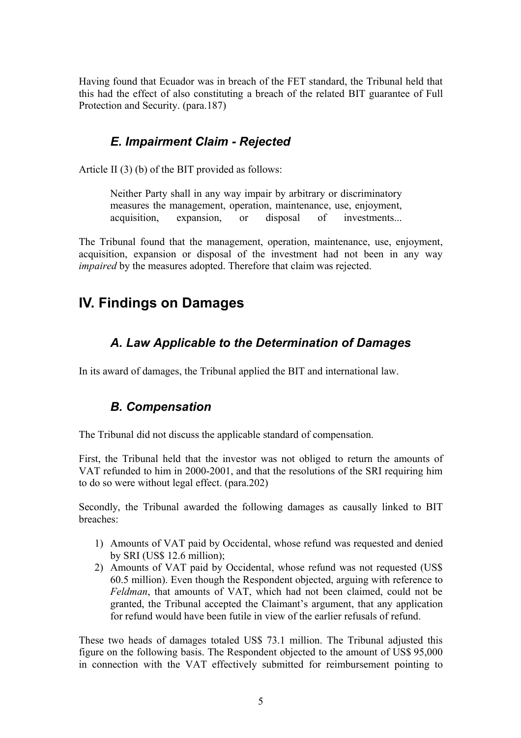Having found that Ecuador was in breach of the FET standard, the Tribunal held that this had the effect of also constituting a breach of the related BIT guarantee of Full Protection and Security. (para.187)

### *E. Impairment Claim - Rejected*

Article II (3) (b) of the BIT provided as follows:

> Neither Party shall in any way impair by arbitrary or discriminatory measures the management, operation, maintenance, use, enjoyment, acquisition, expansion, or disposal of investments...

The Tribunal found that the management, operation, maintenance, use, enjoyment, acquisition, expansion or disposal of the investment had not been in any way *impaired* by the measures adopted. Therefore that claim was rejected.

## IV. Findings on Damages

### *A. Law Applicable to the Determination of Damages*

In its award of damages, the Tribunal applied the BIT and international law.

### *B. Compensation*

The Tribunal did not discuss the applicable standard of compensation.

First, the Tribunal held that the investor was not obliged to return the amounts of VAT refunded to him in 2000-2001, and that the resolutions of the SRI requiring him to do so were without legal effect. (para.202)

Secondly, the Tribunal awarded the following damages as causally linked to BIT breaches:

1) Amounts of VAT paid by Occidental, whose refund was requested and denied by SRI (US$ 12.6 million);
2) Amounts of VAT paid by Occidental, whose refund was not requested (US$ 60.5 million). Even though the Respondent objected, arguing with reference to *Feldman*, that amounts of VAT, which had not been claimed, could not be granted, the Tribunal accepted the Claimant's argument, that any application for refund would have been futile in view of the earlier refusals of refund.

These two heads of damages totaled US$ 73.1 million. The Tribunal adjusted this figure on the following basis. The Respondent objected to the amount of US$ 95,000 in connection with the VAT effectively submitted for reimbursement pointing to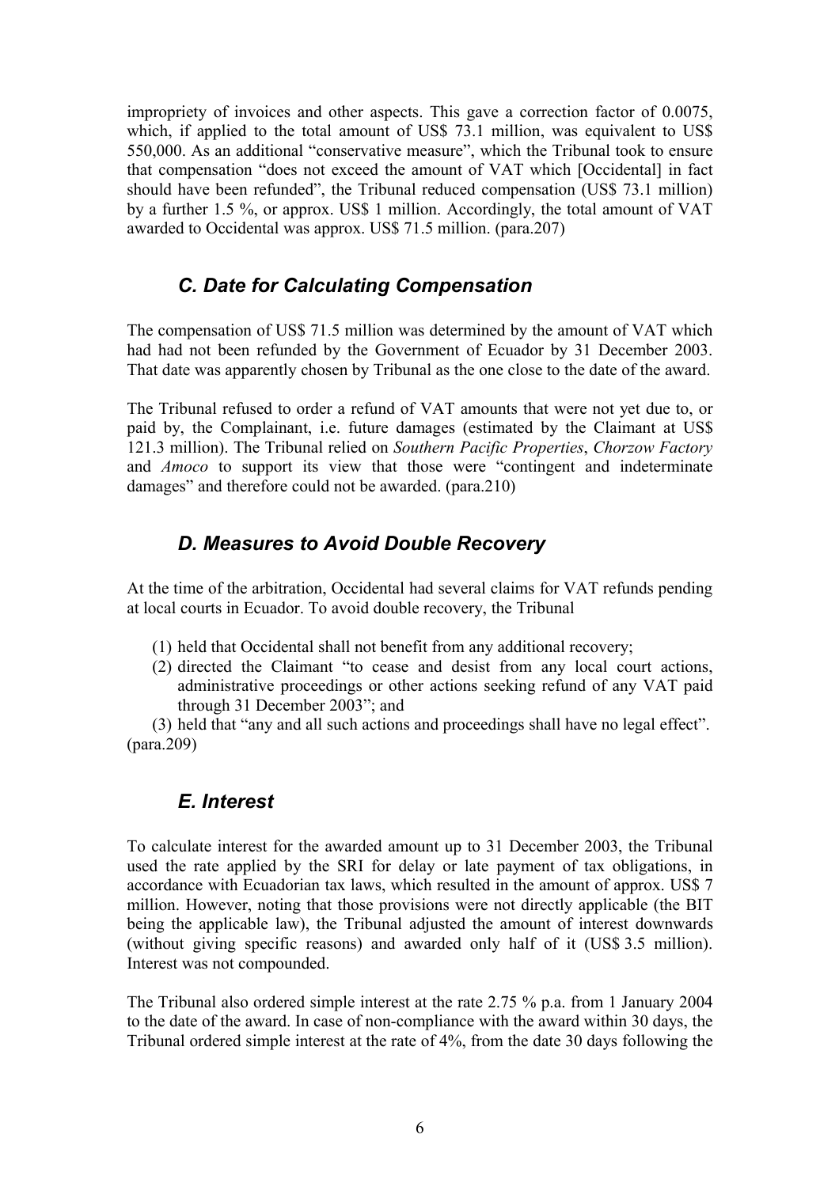impropriety of invoices and other aspects. This gave a correction factor of 0.0075, which, if applied to the total amount of US$ 73.1 million, was equivalent to US$ 550,000. As an additional "conservative measure", which the Tribunal took to ensure that compensation "does not exceed the amount of VAT which [Occidental] in fact should have been refunded", the Tribunal reduced compensation (US$ 73.1 million) by a further 1.5 %, or approx. US$ 1 million. Accordingly, the total amount of VAT awarded to Occidental was approx. US$ 71.5 million. (para.207)

## *C. Date for Calculating Compensation*

The compensation of US$ 71.5 million was determined by the amount of VAT which had had not been refunded by the Government of Ecuador by 31 December 2003. That date was apparently chosen by Tribunal as the one close to the date of the award.

The Tribunal refused to order a refund of VAT amounts that were not yet due to, or paid by, the Complainant, i.e. future damages (estimated by the Claimant at US$ 121.3 million). The Tribunal relied on *Southern Pacific Properties*, *Chorzow Factory* and *Amoco* to support its view that those were "contingent and indeterminate damages" and therefore could not be awarded. (para.210)

## *D. Measures to Avoid Double Recovery*

At the time of the arbitration, Occidental had several claims for VAT refunds pending at local courts in Ecuador. To avoid double recovery, the Tribunal

(1) held that Occidental shall not benefit from any additional recovery;
(2) directed the Claimant "to cease and desist from any local court actions, administrative proceedings or other actions seeking refund of any VAT paid through 31 December 2003"; and
(3) held that "any and all such actions and proceedings shall have no legal effect". (para.209)

## *E. Interest*

To calculate interest for the awarded amount up to 31 December 2003, the Tribunal used the rate applied by the SRI for delay or late payment of tax obligations, in accordance with Ecuadorian tax laws, which resulted in the amount of approx. US$ 7 million. However, noting that those provisions were not directly applicable (the BIT being the applicable law), the Tribunal adjusted the amount of interest downwards (without giving specific reasons) and awarded only half of it (US$ 3.5 million). Interest was not compounded.

The Tribunal also ordered simple interest at the rate 2.75 % p.a. from 1 January 2004 to the date of the award. In case of non-compliance with the award within 30 days, the Tribunal ordered simple interest at the rate of 4%, from the date 30 days following the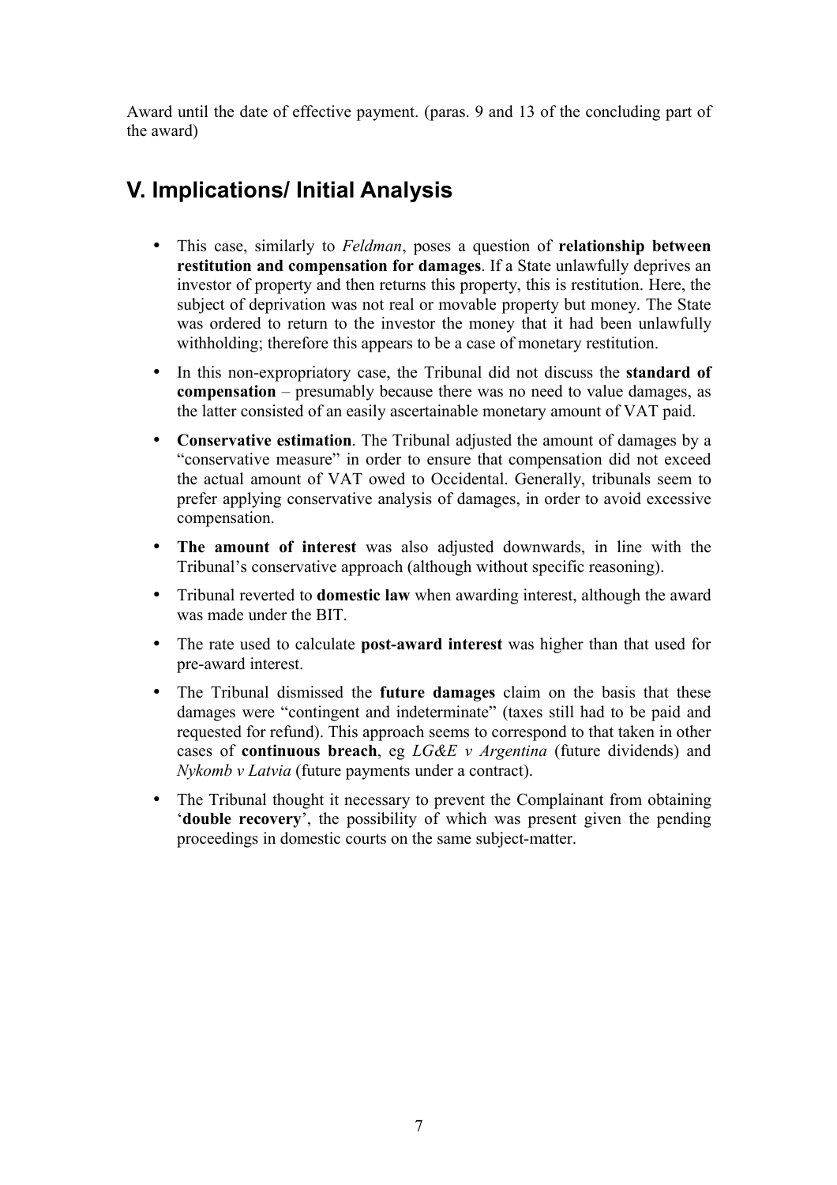Award until the date of effective payment. (paras. 9 and 13 of the concluding part of the award)

## V. Implications/ Initial Analysis

- This case, similarly to *Feldman*, poses a question of **relationship between restitution and compensation for damages**. If a State unlawfully deprives an investor of property and then returns this property, this is restitution. Here, the subject of deprivation was not real or movable property but money. The State was ordered to return to the investor the money that it had been unlawfully withholding; therefore this appears to be a case of monetary restitution.
- In this non-expropriatory case, the Tribunal did not discuss the **standard of compensation** – presumably because there was no need to value damages, as the latter consisted of an easily ascertainable monetary amount of VAT paid.
- **Conservative estimation**. The Tribunal adjusted the amount of damages by a "conservative measure" in order to ensure that compensation did not exceed the actual amount of VAT owed to Occidental. Generally, tribunals seem to prefer applying conservative analysis of damages, in order to avoid excessive compensation.
- **The amount of interest** was also adjusted downwards, in line with the Tribunal's conservative approach (although without specific reasoning).
- Tribunal reverted to **domestic law** when awarding interest, although the award was made under the BIT.
- The rate used to calculate **post-award interest** was higher than that used for pre-award interest.
- The Tribunal dismissed the **future damages** claim on the basis that these damages were "contingent and indeterminate" (taxes still had to be paid and requested for refund). This approach seems to correspond to that taken in other cases of **continuous breach**, eg *LG&E v Argentina* (future dividends) and *Nykomb v Latvia* (future payments under a contract).
- The Tribunal thought it necessary to prevent the Complainant from obtaining '**double recovery**', the possibility of which was present given the pending proceedings in domestic courts on the same subject-matter.